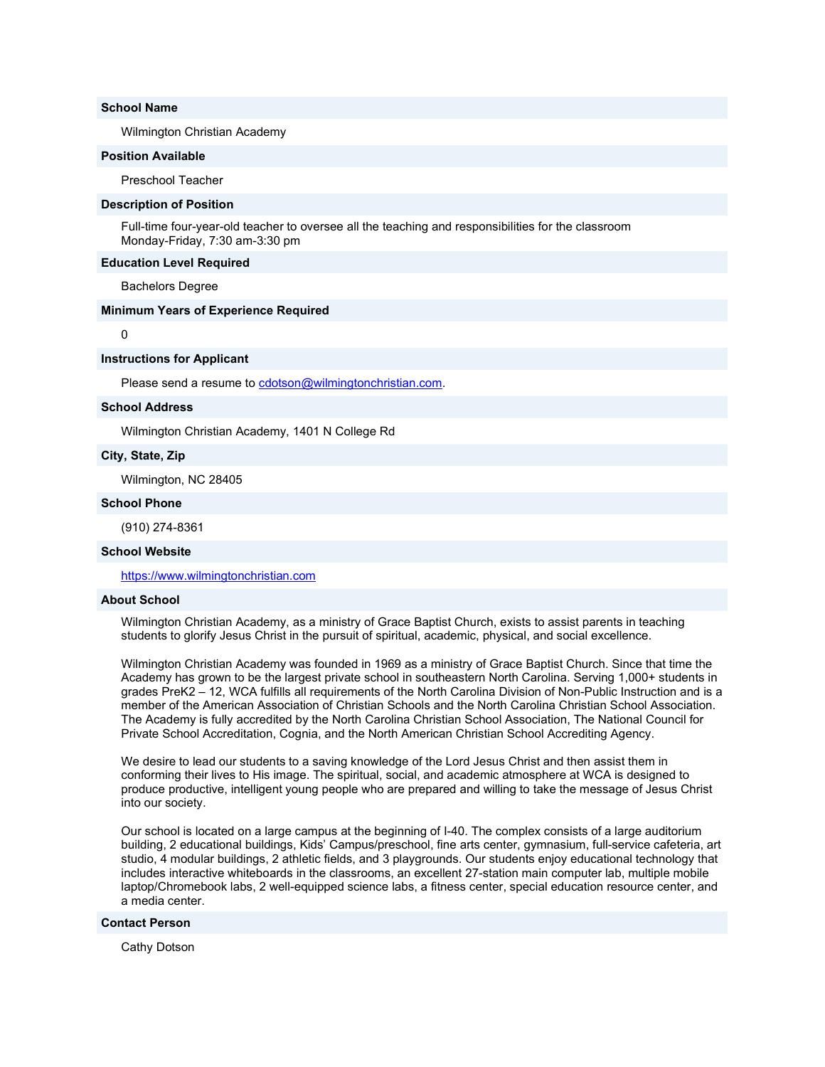**School Name**

Wilmington Christian Academy

**Position Available**

Preschool Teacher

**Description of Position**

Full-time four-year-old teacher to oversee all the teaching and responsibilities for the classroom
Monday-Friday, 7:30 am-3:30 pm

**Education Level Required**

Bachelors Degree

**Minimum Years of Experience Required**

0

**Instructions for Applicant**

Please send a resume to cdotson@wilmingtonchristian.com.

**School Address**

Wilmington Christian Academy, 1401 N College Rd

**City, State, Zip**

Wilmington, NC 28405

**School Phone**

(910) 274-8361

**School Website**

https://www.wilmingtonchristian.com

**About School**

Wilmington Christian Academy, as a ministry of Grace Baptist Church, exists to assist parents in teaching students to glorify Jesus Christ in the pursuit of spiritual, academic, physical, and social excellence.

Wilmington Christian Academy was founded in 1969 as a ministry of Grace Baptist Church. Since that time the Academy has grown to be the largest private school in southeastern North Carolina. Serving 1,000+ students in grades PreK2 – 12, WCA fulfills all requirements of the North Carolina Division of Non-Public Instruction and is a member of the American Association of Christian Schools and the North Carolina Christian School Association. The Academy is fully accredited by the North Carolina Christian School Association, The National Council for Private School Accreditation, Cognia, and the North American Christian School Accrediting Agency.

We desire to lead our students to a saving knowledge of the Lord Jesus Christ and then assist them in conforming their lives to His image. The spiritual, social, and academic atmosphere at WCA is designed to produce productive, intelligent young people who are prepared and willing to take the message of Jesus Christ into our society.

Our school is located on a large campus at the beginning of I-40. The complex consists of a large auditorium building, 2 educational buildings, Kids' Campus/preschool, fine arts center, gymnasium, full-service cafeteria, art studio, 4 modular buildings, 2 athletic fields, and 3 playgrounds. Our students enjoy educational technology that includes interactive whiteboards in the classrooms, an excellent 27-station main computer lab, multiple mobile laptop/Chromebook labs, 2 well-equipped science labs, a fitness center, special education resource center, and a media center.

**Contact Person**

Cathy Dotson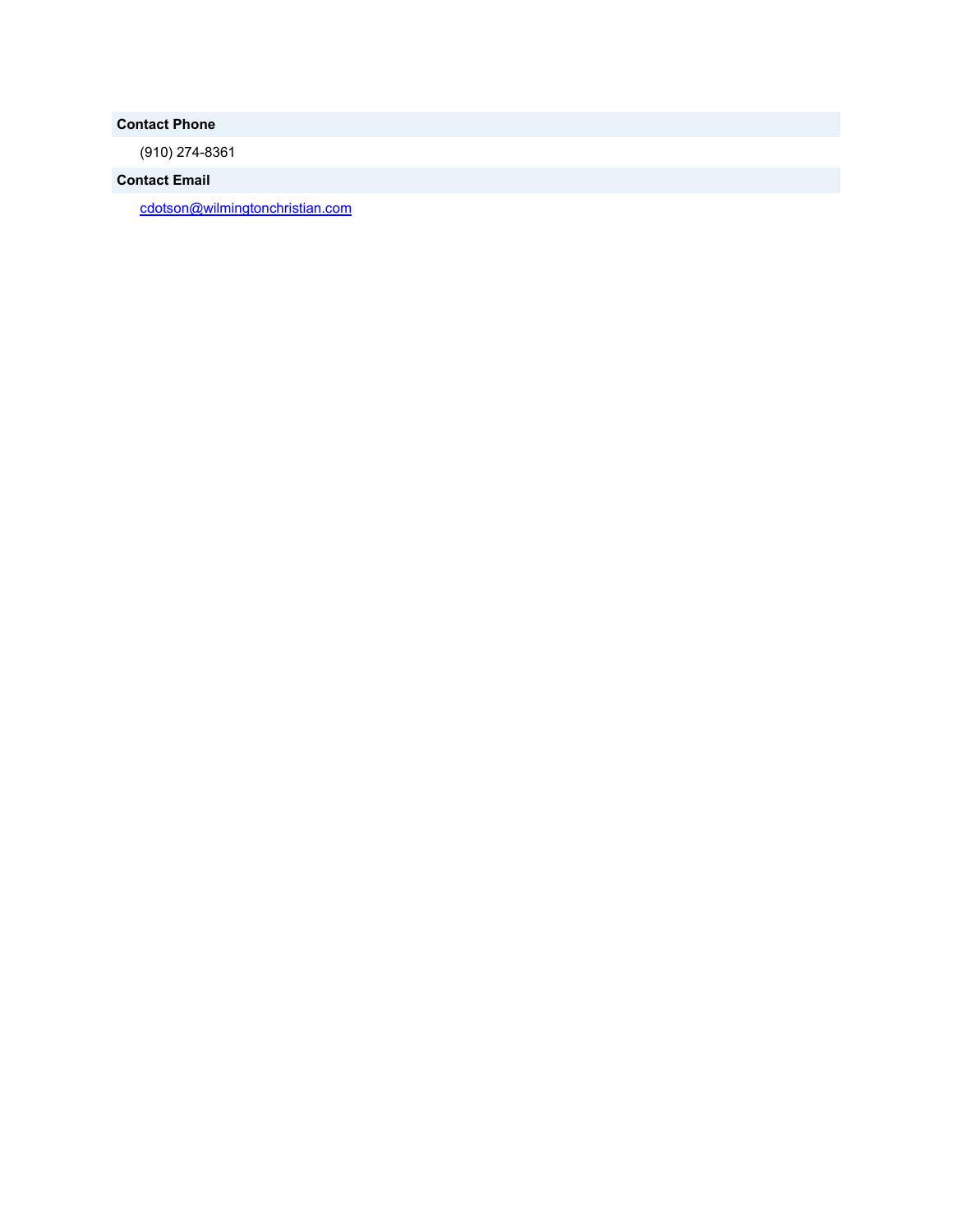**Contact Phone**

(910) 274-8361

**Contact Email**

cdotson@wilmingtonchristian.com